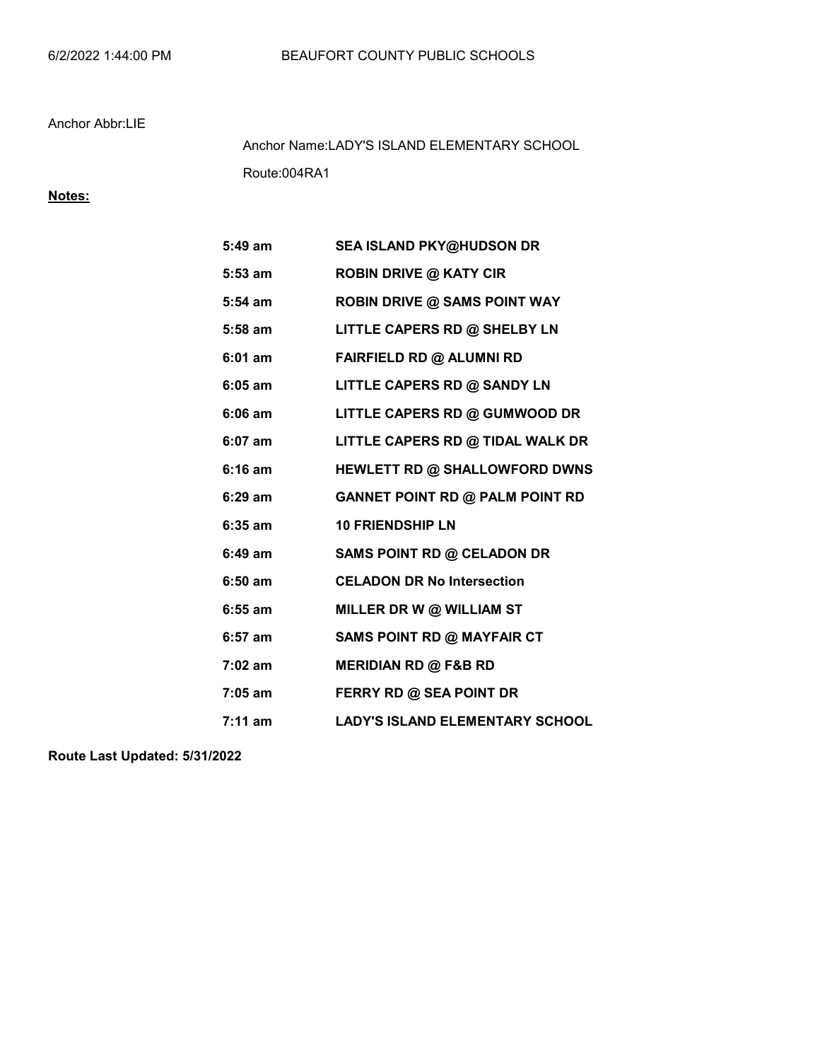6/2/2022 1:44:00 PM BEAUFORT COUNTY PUBLIC SCHOOLS

Anchor Abbr:LIE

Anchor Name:LADY'S ISLAND ELEMENTARY SCHOOL

Route:004RA1

**Notes:**

| | |
|---|---|
| **5:49 am** | **SEA ISLAND PKY@HUDSON DR** |
| **5:53 am** | **ROBIN DRIVE @ KATY CIR** |
| **5:54 am** | **ROBIN DRIVE @ SAMS POINT WAY** |
| **5:58 am** | **LITTLE CAPERS RD @ SHELBY LN** |
| **6:01 am** | **FAIRFIELD RD @ ALUMNI RD** |
| **6:05 am** | **LITTLE CAPERS RD @ SANDY LN** |
| **6:06 am** | **LITTLE CAPERS RD @ GUMWOOD DR** |
| **6:07 am** | **LITTLE CAPERS RD @ TIDAL WALK DR** |
| **6:16 am** | **HEWLETT RD @ SHALLOWFORD DWNS** |
| **6:29 am** | **GANNET POINT RD @ PALM POINT RD** |
| **6:35 am** | **10 FRIENDSHIP LN** |
| **6:49 am** | **SAMS POINT RD @ CELADON DR** |
| **6:50 am** | **CELADON DR No Intersection** |
| **6:55 am** | **MILLER DR W @ WILLIAM ST** |
| **6:57 am** | **SAMS POINT RD @ MAYFAIR CT** |
| **7:02 am** | **MERIDIAN RD @ F&B RD** |
| **7:05 am** | **FERRY RD @ SEA POINT DR** |
| **7:11 am** | **LADY'S ISLAND ELEMENTARY SCHOOL** |

**Route Last Updated: 5/31/2022**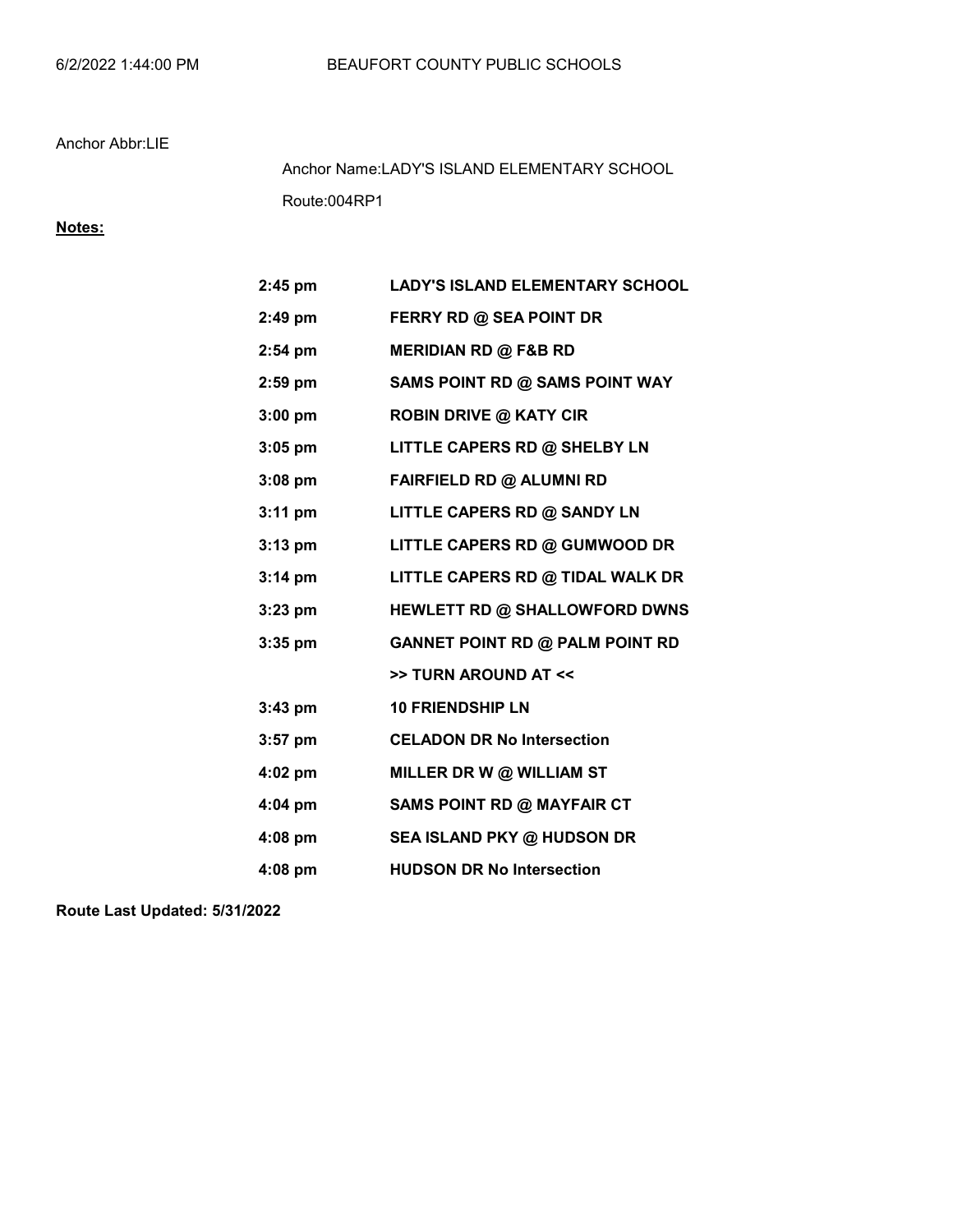Anchor Abbr:LIE

Anchor Name:LADY'S ISLAND ELEMENTARY SCHOOL

Route:004RP1

**Notes:**

| | |
|---|---|
| 2:45 pm | **LADY'S ISLAND ELEMENTARY SCHOOL** |
| 2:49 pm | **FERRY RD @ SEA POINT DR** |
| 2:54 pm | **MERIDIAN RD @ F&B RD** |
| 2:59 pm | **SAMS POINT RD @ SAMS POINT WAY** |
| 3:00 pm | **ROBIN DRIVE @ KATY CIR** |
| 3:05 pm | **LITTLE CAPERS RD @ SHELBY LN** |
| 3:08 pm | **FAIRFIELD RD @ ALUMNI RD** |
| 3:11 pm | **LITTLE CAPERS RD @ SANDY LN** |
| 3:13 pm | **LITTLE CAPERS RD @ GUMWOOD DR** |
| 3:14 pm | **LITTLE CAPERS RD @ TIDAL WALK DR** |
| 3:23 pm | **HEWLETT RD @ SHALLOWFORD DWNS** |
| 3:35 pm | **GANNET POINT RD @ PALM POINT RD** |
| | **>> TURN AROUND AT <<** |
| 3:43 pm | **10 FRIENDSHIP LN** |
| 3:57 pm | **CELADON DR No Intersection** |
| 4:02 pm | **MILLER DR W @ WILLIAM ST** |
| 4:04 pm | **SAMS POINT RD @ MAYFAIR CT** |
| 4:08 pm | **SEA ISLAND PKY @ HUDSON DR** |
| 4:08 pm | **HUDSON DR No Intersection** |

**Route Last Updated: 5/31/2022**